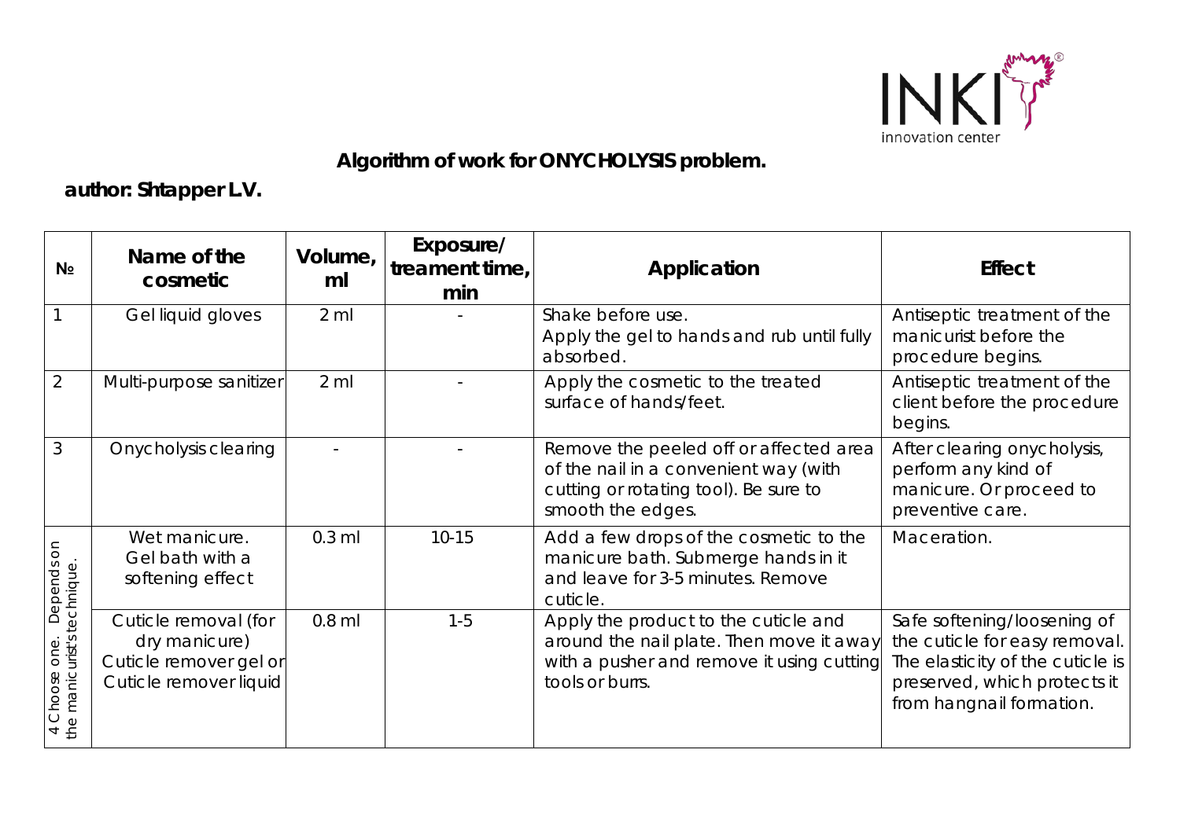## Algorithm of work for ONYCHOLYSIS problem.

**author: Shtapper L.V.**

| № | Name of the cosmetic | Volume, ml | Exposure/ treament time, min | Application | Effect |
|---|---|---|---|---|---|
| 1 | Gel liquid gloves | 2 ml | - | Shake before use. Apply the gel to hands and rub until fully absorbed. | Antiseptic treatment of the manicurist before the procedure begins. |
| 2 | Multi-purpose sanitizer | 2 ml | - | Apply the cosmetic to the treated surface of hands/feet. | Antiseptic treatment of the client before the procedure begins. |
| 3 | Onycholysis clearing | - | - | Remove the peeled off or affected area of the nail in a convenient way (with cutting or rotating tool). Be sure to smooth the edges. | After clearing onycholysis, perform any kind of manicure. Or proceed to preventive care. |
| 4 Choose one. Depends on the manicurist's technique. | Wet manicure. Gel bath with a softening effect | 0.3 ml | 10-15 | Add a few drops of the cosmetic to the manicure bath. Submerge hands in it and leave for 3-5 minutes. Remove cuticle. | Maceration. |
| | Cuticle removal (for dry manicure) Cuticle remover gel or Cuticle remover liquid | 0.8 ml | 1-5 | Apply the product to the cuticle and around the nail plate. Then move it away with a pusher and remove it using cutting tools or burrs. | Safe softening/loosening of the cuticle for easy removal. The elasticity of the cuticle is preserved, which protects it from hangnail formation. |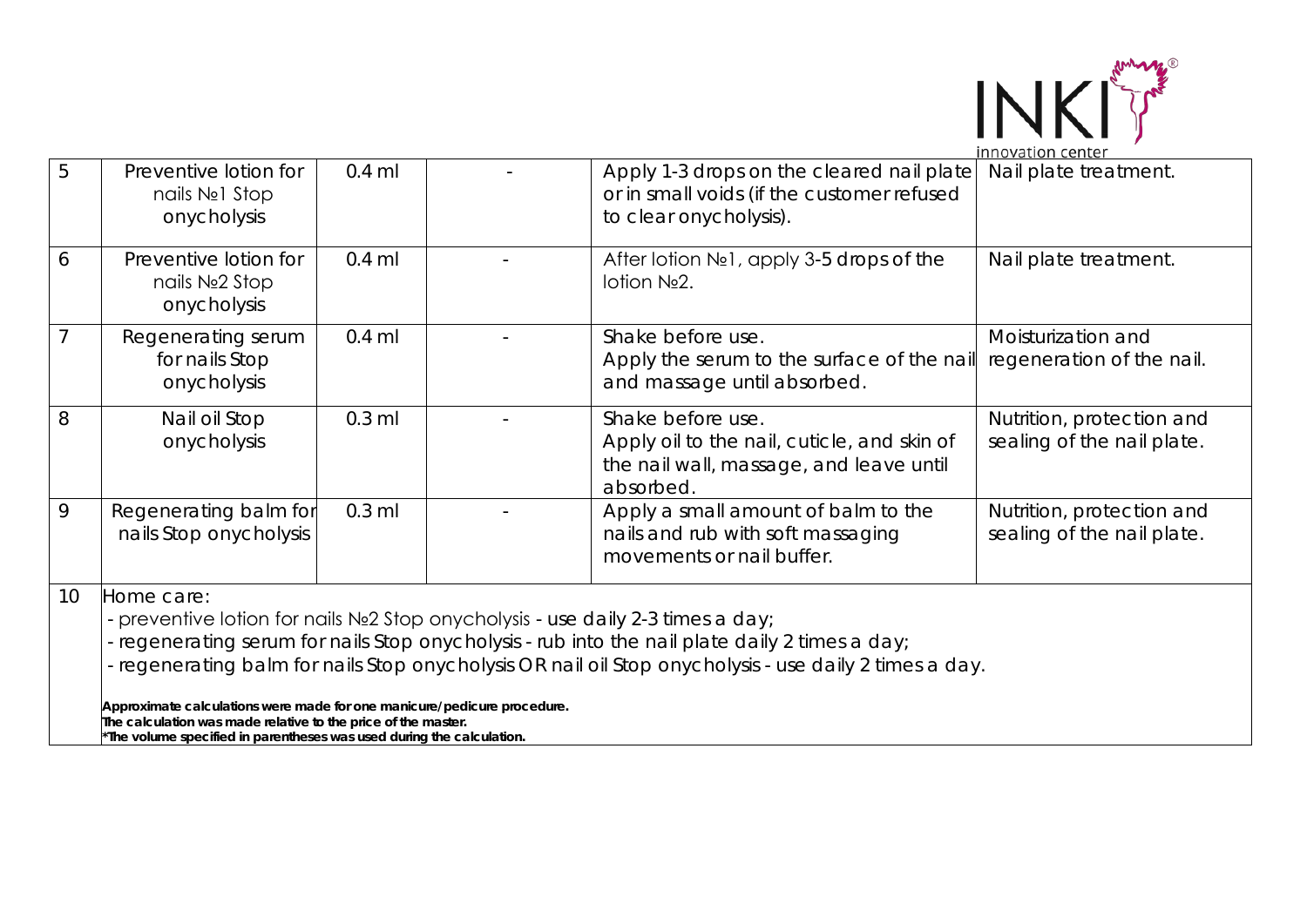| | | | | | |
|---|---|---|---|---|---|
| 5 | Preventive lotion for nails №1 Stop onycholysis | 0.4 ml | - | Apply 1-3 drops on the cleared nail plate or in small voids (if the customer refused to clear onycholysis). | Nail plate treatment. |
| 6 | Preventive lotion for nails №2 Stop onycholysis | 0.4 ml | - | After lotion №1, apply 3-5 drops of the lotion №2. | Nail plate treatment. |
| 7 | Regenerating serum for nails Stop onycholysis | 0.4 ml | - | Shake before use. Apply the serum to the surface of the nail and massage until absorbed. | Moisturization and regeneration of the nail. |
| 8 | Nail oil Stop onycholysis | 0.3 ml | - | Shake before use. Apply oil to the nail, cuticle, and skin of the nail wall, massage, and leave until absorbed. | Nutrition, protection and sealing of the nail plate. |
| 9 | Regenerating balm for nails Stop onycholysis | 0.3 ml | - | Apply a small amount of balm to the nails and rub with soft massaging movements or nail buffer. | Nutrition, protection and sealing of the nail plate. |
| 10 | Home care:<br>- preventive lotion for nails №2 Stop onycholysis - use daily 2-3 times a day;<br>- regenerating serum for nails Stop onycholysis - rub into the nail plate daily 2 times a day;<br>- regenerating balm for nails Stop onycholysis OR nail oil Stop onycholysis - use daily 2 times a day.<br><br>**Approximate calculations were made for one manicure/pedicure procedure.**<br>**The calculation was made relative to the price of the master.**<br>***The volume specified in parentheses was used during the calculation.** | | | | |